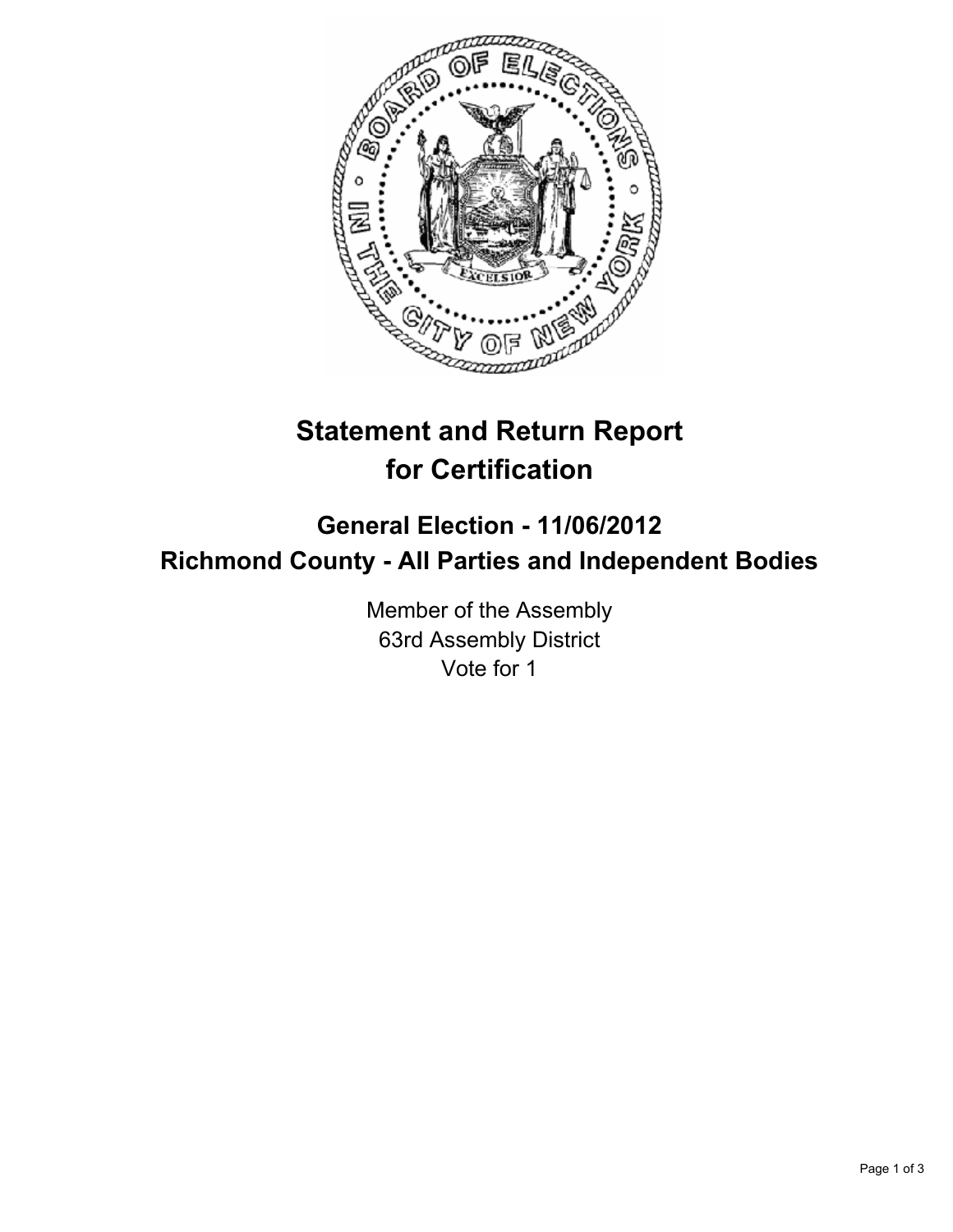# Statement and Return Report for Certification

## General Election - 11/06/2012
## Richmond County - All Parties and Independent Bodies

Member of the Assembly
63rd Assembly District
Vote for 1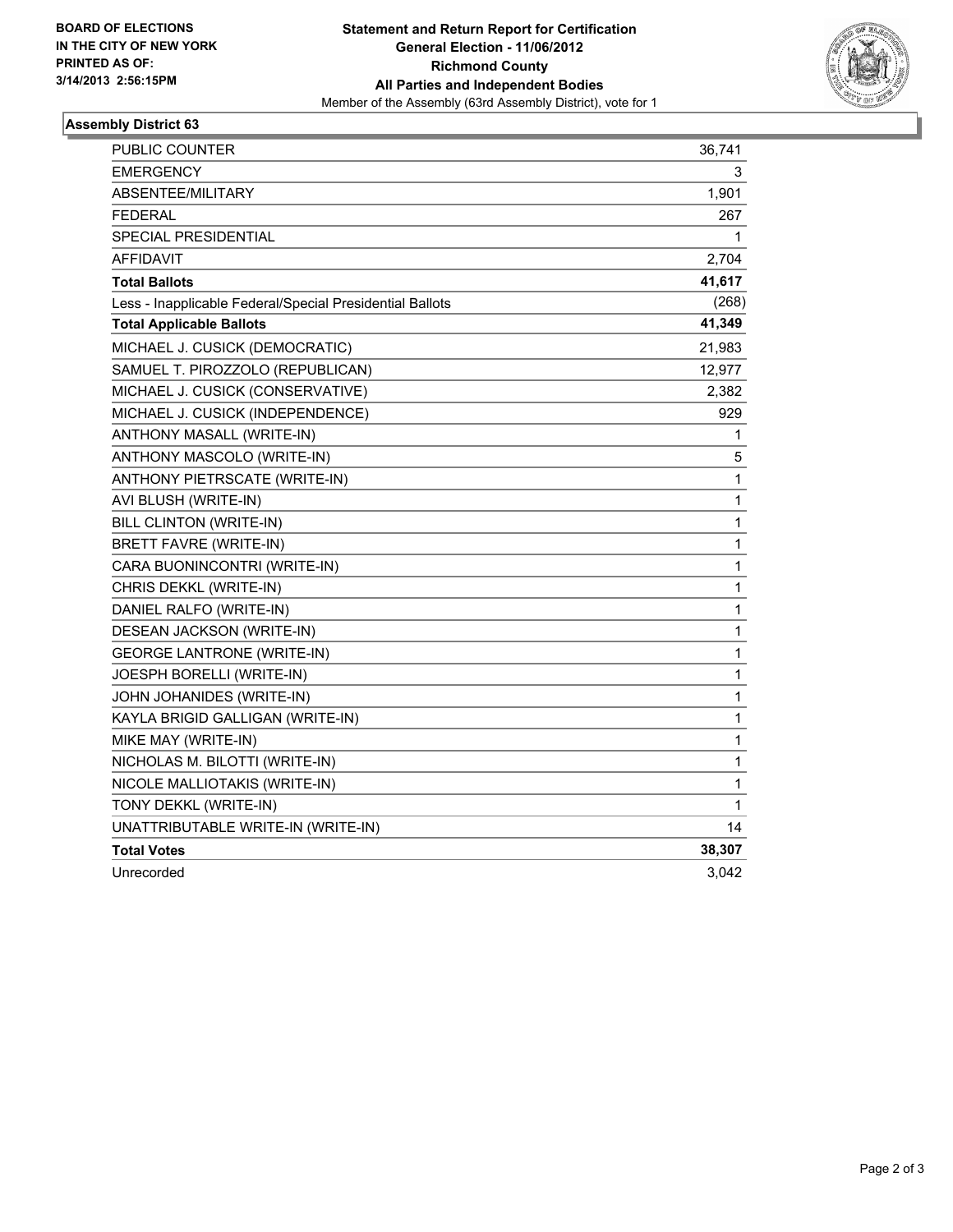**BOARD OF ELECTIONS IN THE CITY OF NEW YORK PRINTED AS OF: 3/14/2013 2:56:15PM**

**Statement and Return Report for Certification**
**General Election - 11/06/2012**
**Richmond County**
**All Parties and Independent Bodies**
Member of the Assembly (63rd Assembly District), vote for 1

## Assembly District 63

| | |
|---|---|
| PUBLIC COUNTER | 36,741 |
| EMERGENCY | 3 |
| ABSENTEE/MILITARY | 1,901 |
| FEDERAL | 267 |
| SPECIAL PRESIDENTIAL | 1 |
| AFFIDAVIT | 2,704 |
| **Total Ballots** | **41,617** |
| Less - Inapplicable Federal/Special Presidential Ballots | (268) |
| **Total Applicable Ballots** | **41,349** |
| MICHAEL J. CUSICK (DEMOCRATIC) | 21,983 |
| SAMUEL T. PIROZZOLO (REPUBLICAN) | 12,977 |
| MICHAEL J. CUSICK (CONSERVATIVE) | 2,382 |
| MICHAEL J. CUSICK (INDEPENDENCE) | 929 |
| ANTHONY MASALL (WRITE-IN) | 1 |
| ANTHONY MASCOLO (WRITE-IN) | 5 |
| ANTHONY PIETRSCATE (WRITE-IN) | 1 |
| AVI BLUSH (WRITE-IN) | 1 |
| BILL CLINTON (WRITE-IN) | 1 |
| BRETT FAVRE (WRITE-IN) | 1 |
| CARA BUONINCONTRI (WRITE-IN) | 1 |
| CHRIS DEKKL (WRITE-IN) | 1 |
| DANIEL RALFO (WRITE-IN) | 1 |
| DESEAN JACKSON (WRITE-IN) | 1 |
| GEORGE LANTRONE (WRITE-IN) | 1 |
| JOESPH BORELLI (WRITE-IN) | 1 |
| JOHN JOHANIDES (WRITE-IN) | 1 |
| KAYLA BRIGID GALLIGAN (WRITE-IN) | 1 |
| MIKE MAY (WRITE-IN) | 1 |
| NICHOLAS M. BILOTTI (WRITE-IN) | 1 |
| NICOLE MALLIOTAKIS (WRITE-IN) | 1 |
| TONY DEKKL (WRITE-IN) | 1 |
| UNATTRIBUTABLE WRITE-IN (WRITE-IN) | 14 |
| **Total Votes** | **38,307** |
| Unrecorded | 3,042 |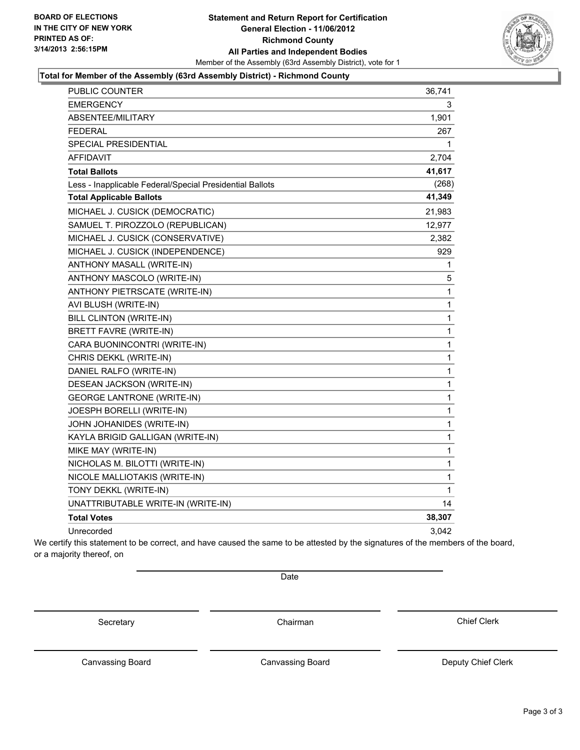**BOARD OF ELECTIONS IN THE CITY OF NEW YORK**
**PRINTED AS OF: 3/14/2013 2:56:15PM**

# Statement and Return Report for Certification
## General Election - 11/06/2012
## Richmond County
## All Parties and Independent Bodies

Member of the Assembly (63rd Assembly District), vote for 1

### Total for Member of the Assembly (63rd Assembly District) - Richmond County

| | |
|---|---|
| PUBLIC COUNTER | 36,741 |
| EMERGENCY | 3 |
| ABSENTEE/MILITARY | 1,901 |
| FEDERAL | 267 |
| SPECIAL PRESIDENTIAL | 1 |
| AFFIDAVIT | 2,704 |
| **Total Ballots** | **41,617** |
| Less - Inapplicable Federal/Special Presidential Ballots | (268) |
| **Total Applicable Ballots** | **41,349** |
| MICHAEL J. CUSICK (DEMOCRATIC) | 21,983 |
| SAMUEL T. PIROZZOLO (REPUBLICAN) | 12,977 |
| MICHAEL J. CUSICK (CONSERVATIVE) | 2,382 |
| MICHAEL J. CUSICK (INDEPENDENCE) | 929 |
| ANTHONY MASALL (WRITE-IN) | 1 |
| ANTHONY MASCOLO (WRITE-IN) | 5 |
| ANTHONY PIETRSCATE (WRITE-IN) | 1 |
| AVI BLUSH (WRITE-IN) | 1 |
| BILL CLINTON (WRITE-IN) | 1 |
| BRETT FAVRE (WRITE-IN) | 1 |
| CARA BUONINCONTRI (WRITE-IN) | 1 |
| CHRIS DEKKL (WRITE-IN) | 1 |
| DANIEL RALFO (WRITE-IN) | 1 |
| DESEAN JACKSON (WRITE-IN) | 1 |
| GEORGE LANTRONE (WRITE-IN) | 1 |
| JOESPH BORELLI (WRITE-IN) | 1 |
| JOHN JOHANIDES (WRITE-IN) | 1 |
| KAYLA BRIGID GALLIGAN (WRITE-IN) | 1 |
| MIKE MAY (WRITE-IN) | 1 |
| NICHOLAS M. BILOTTI (WRITE-IN) | 1 |
| NICOLE MALLIOTAKIS (WRITE-IN) | 1 |
| TONY DEKKL (WRITE-IN) | 1 |
| UNATTRIBUTABLE WRITE-IN (WRITE-IN) | 14 |
| **Total Votes** | **38,307** |
| Unrecorded | 3,042 |

We certify this statement to be correct, and have caused the same to be attested by the signatures of the members of the board, or a majority thereof, on

Date

Secretary | Chairman | Chief Clerk

Canvassing Board | Canvassing Board | Deputy Chief Clerk